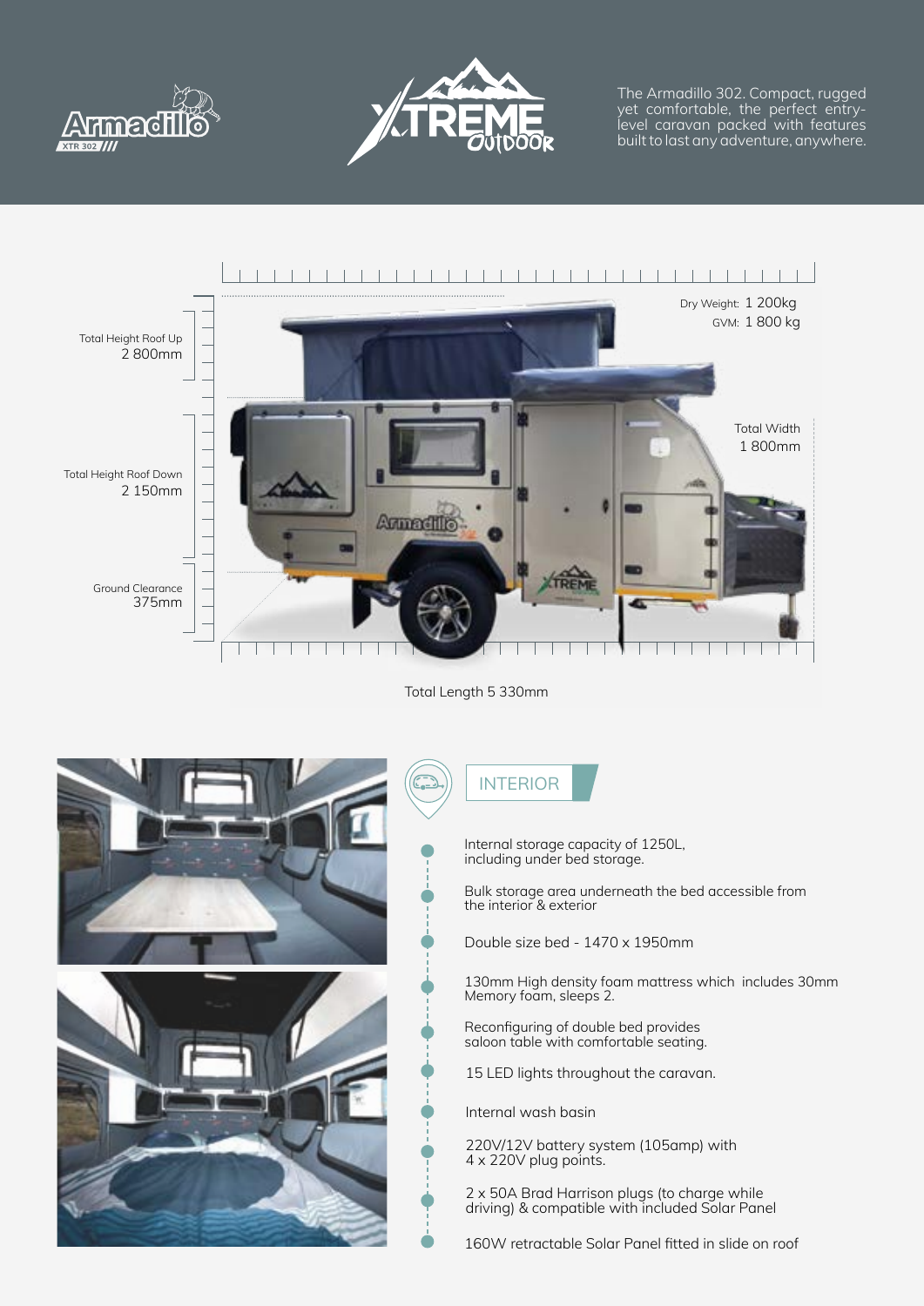The Armadillo 302. Compact, rugged yet comfortable, the perfect entry-level caravan packed with features built to last any adventure, anywhere.

Dry Weight: 1 200kg
GVM: 1 800 kg

Total Height Roof Up
2 800mm

Total Height Roof Down
2 150mm

Ground Clearance
375mm

Total Width
1 800mm

Total Length 5 330mm

## INTERIOR

- Internal storage capacity of 1250L, including under bed storage.
- Bulk storage area underneath the bed accessible from the interior & exterior
- Double size bed - 1470 x 1950mm
- 130mm High density foam mattress which includes 30mm Memory foam, sleeps 2.
- Reconfiguring of double bed provides saloon table with comfortable seating.
- 15 LED lights throughout the caravan.
- Internal wash basin
- 220V/12V battery system (105amp) with 4 x 220V plug points.
- 2 x 50A Brad Harrison plugs (to charge while driving) & compatible with included Solar Panel
- 160W retractable Solar Panel fitted in slide on roof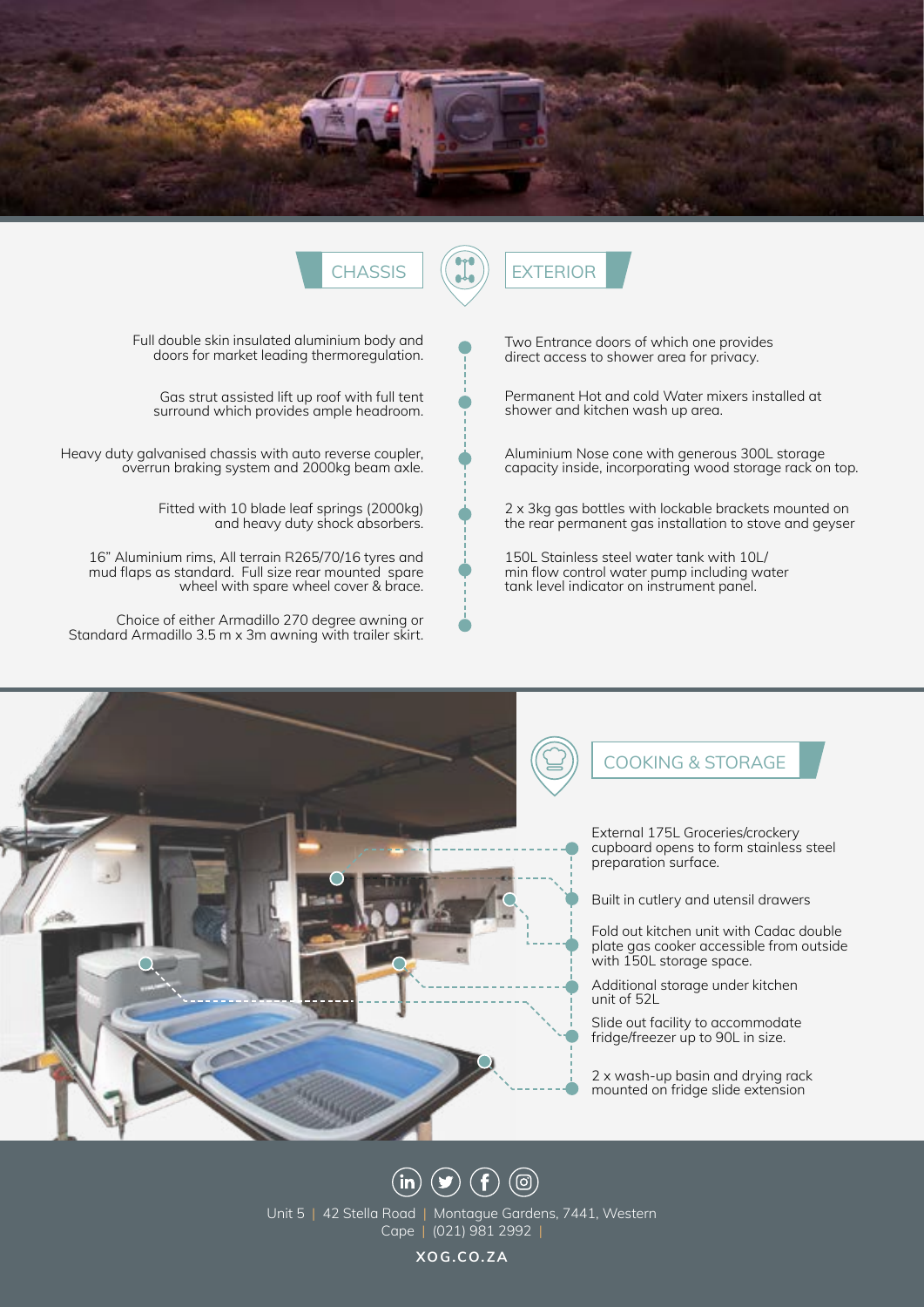## CHASSIS

Full double skin insulated aluminium body and doors for market leading thermoregulation.

Gas strut assisted lift up roof with full tent surround which provides ample headroom.

Heavy duty galvanised chassis with auto reverse coupler, overrun braking system and 2000kg beam axle.

Fitted with 10 blade leaf springs (2000kg) and heavy duty shock absorbers.

16" Aluminium rims, All terrain R265/70/16 tyres and mud flaps as standard. Full size rear mounted spare wheel with spare wheel cover & brace.

Choice of either Armadillo 270 degree awning or Standard Armadillo 3.5 m x 3m awning with trailer skirt.

## EXTERIOR

Two Entrance doors of which one provides direct access to shower area for privacy.

Permanent Hot and cold Water mixers installed at shower and kitchen wash up area.

Aluminium Nose cone with generous 300L storage capacity inside, incorporating wood storage rack on top.

2 x 3kg gas bottles with lockable brackets mounted on the rear permanent gas installation to stove and geyser

150L Stainless steel water tank with 10L/min flow control water pump including water tank level indicator on instrument panel.

## COOKING & STORAGE

External 175L Groceries/crockery cupboard opens to form stainless steel preparation surface.

Built in cutlery and utensil drawers

Fold out kitchen unit with Cadac double plate gas cooker accessible from outside with 150L storage space.

Additional storage under kitchen unit of 52L

Slide out facility to accommodate fridge/freezer up to 90L in size.

2 x wash-up basin and drying rack mounted on fridge slide extension

Unit 5 | 42 Stella Road | Montague Gardens, 7441, Western Cape | (021) 981 2992 |

**XOG.CO.ZA**